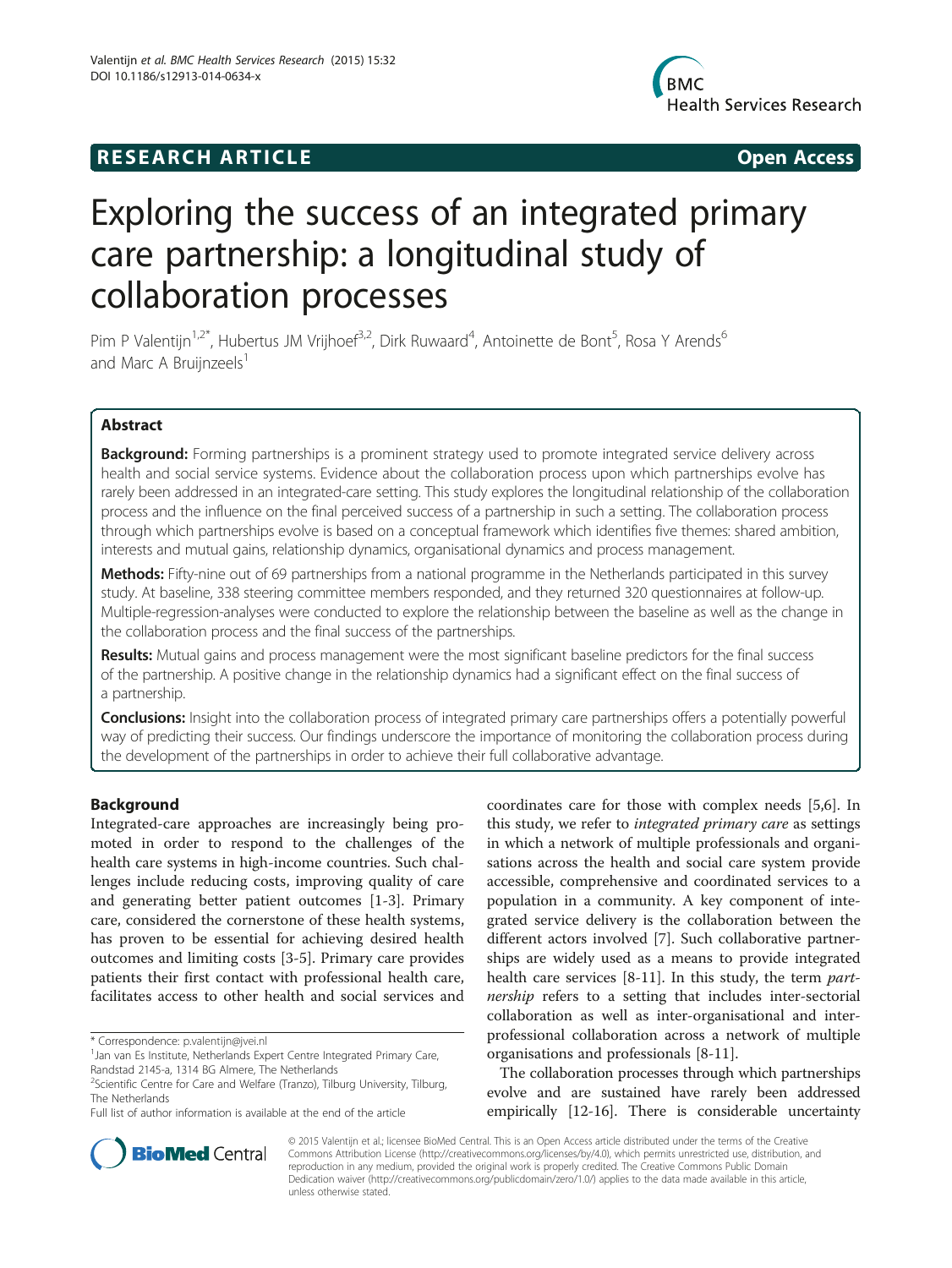RESEARCH ARTICLE

Open Access

# Exploring the success of an integrated primary care partnership: a longitudinal study of collaboration processes

Pim P Valentijn[1,2*], Hubertus JM Vrijhoef[3,2], Dirk Ruwaard[4], Antoinette de Bont[5], Rosa Y Arends[6] and Marc A Bruijnzeels[1]

## Abstract

**Background:** Forming partnerships is a prominent strategy used to promote integrated service delivery across health and social service systems. Evidence about the collaboration process upon which partnerships evolve has rarely been addressed in an integrated-care setting. This study explores the longitudinal relationship of the collaboration process and the influence on the final perceived success of a partnership in such a setting. The collaboration process through which partnerships evolve is based on a conceptual framework which identifies five themes: shared ambition, interests and mutual gains, relationship dynamics, organisational dynamics and process management.

**Methods:** Fifty-nine out of 69 partnerships from a national programme in the Netherlands participated in this survey study. At baseline, 338 steering committee members responded, and they returned 320 questionnaires at follow-up. Multiple-regression-analyses were conducted to explore the relationship between the baseline as well as the change in the collaboration process and the final success of the partnerships.

**Results:** Mutual gains and process management were the most significant baseline predictors for the final success of the partnership. A positive change in the relationship dynamics had a significant effect on the final success of a partnership.

**Conclusions:** Insight into the collaboration process of integrated primary care partnerships offers a potentially powerful way of predicting their success. Our findings underscore the importance of monitoring the collaboration process during the development of the partnerships in order to achieve their full collaborative advantage.

## Background

Integrated-care approaches are increasingly being promoted in order to respond to the challenges of the health care systems in high-income countries. Such challenges include reducing costs, improving quality of care and generating better patient outcomes [1-3]. Primary care, considered the cornerstone of these health systems, has proven to be essential for achieving desired health outcomes and limiting costs [3-5]. Primary care provides patients their first contact with professional health care, facilitates access to other health and social services and coordinates care for those with complex needs [5,6]. In this study, we refer to *integrated primary care* as settings in which a network of multiple professionals and organisations across the health and social care system provide accessible, comprehensive and coordinated services to a population in a community. A key component of integrated service delivery is the collaboration between the different actors involved [7]. Such collaborative partnerships are widely used as a means to provide integrated health care services [8-11]. In this study, the term *partnership* refers to a setting that includes inter-sectorial collaboration as well as inter-organisational and inter-professional collaboration across a network of multiple organisations and professionals [8-11].

The collaboration processes through which partnerships evolve and are sustained have rarely been addressed empirically [12-16]. There is considerable uncertainty

\* Correspondence: p.valentijn@jvei.nl
[1] Jan van Es Institute, Netherlands Expert Centre Integrated Primary Care, Randstad 2145-a, 1314 BG Almere, The Netherlands
[2] Scientific Centre for Care and Welfare (Tranzo), Tilburg University, Tilburg, The Netherlands
Full list of author information is available at the end of the article

© 2015 Valentijn et al.; licensee BioMed Central. This is an Open Access article distributed under the terms of the Creative Commons Attribution License (http://creativecommons.org/licenses/by/4.0), which permits unrestricted use, distribution, and reproduction in any medium, provided the original work is properly credited. The Creative Commons Public Domain Dedication waiver (http://creativecommons.org/publicdomain/zero/1.0/) applies to the data made available in this article, unless otherwise stated.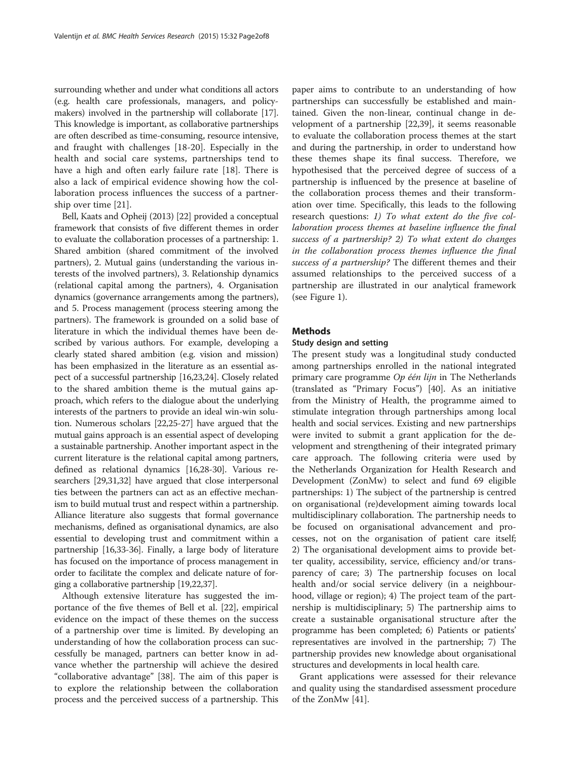surrounding whether and under what conditions all actors (e.g. health care professionals, managers, and policy-makers) involved in the partnership will collaborate [17]. This knowledge is important, as collaborative partnerships are often described as time-consuming, resource intensive, and fraught with challenges [18-20]. Especially in the health and social care systems, partnerships tend to have a high and often early failure rate [18]. There is also a lack of empirical evidence showing how the collaboration process influences the success of a partnership over time [21].

Bell, Kaats and Opheij (2013) [22] provided a conceptual framework that consists of five different themes in order to evaluate the collaboration processes of a partnership: 1. Shared ambition (shared commitment of the involved partners), 2. Mutual gains (understanding the various interests of the involved partners), 3. Relationship dynamics (relational capital among the partners), 4. Organisation dynamics (governance arrangements among the partners), and 5. Process management (process steering among the partners). The framework is grounded on a solid base of literature in which the individual themes have been described by various authors. For example, developing a clearly stated shared ambition (e.g. vision and mission) has been emphasized in the literature as an essential aspect of a successful partnership [16,23,24]. Closely related to the shared ambition theme is the mutual gains approach, which refers to the dialogue about the underlying interests of the partners to provide an ideal win-win solution. Numerous scholars [22,25-27] have argued that the mutual gains approach is an essential aspect of developing a sustainable partnership. Another important aspect in the current literature is the relational capital among partners, defined as relational dynamics [16,28-30]. Various researchers [29,31,32] have argued that close interpersonal ties between the partners can act as an effective mechanism to build mutual trust and respect within a partnership. Alliance literature also suggests that formal governance mechanisms, defined as organisational dynamics, are also essential to developing trust and commitment within a partnership [16,33-36]. Finally, a large body of literature has focused on the importance of process management in order to facilitate the complex and delicate nature of forging a collaborative partnership [19,22,37].

Although extensive literature has suggested the importance of the five themes of Bell et al. [22], empirical evidence on the impact of these themes on the success of a partnership over time is limited. By developing an understanding of how the collaboration process can successfully be managed, partners can better know in advance whether the partnership will achieve the desired "collaborative advantage" [38]. The aim of this paper is to explore the relationship between the collaboration process and the perceived success of a partnership. This paper aims to contribute to an understanding of how partnerships can successfully be established and maintained. Given the non-linear, continual change in development of a partnership [22,39], it seems reasonable to evaluate the collaboration process themes at the start and during the partnership, in order to understand how these themes shape its final success. Therefore, we hypothesised that the perceived degree of success of a partnership is influenced by the presence at baseline of the collaboration process themes and their transformation over time. Specifically, this leads to the following research questions: *1) To what extent do the five collaboration process themes at baseline influence the final success of a partnership? 2) To what extent do changes in the collaboration process themes influence the final success of a partnership?* The different themes and their assumed relationships to the perceived success of a partnership are illustrated in our analytical framework (see Figure 1).

## Methods

### Study design and setting

The present study was a longitudinal study conducted among partnerships enrolled in the national integrated primary care programme *Op één lijn* in The Netherlands (translated as "Primary Focus") [40]. As an initiative from the Ministry of Health, the programme aimed to stimulate integration through partnerships among local health and social services. Existing and new partnerships were invited to submit a grant application for the development and strengthening of their integrated primary care approach. The following criteria were used by the Netherlands Organization for Health Research and Development (ZonMw) to select and fund 69 eligible partnerships: 1) The subject of the partnership is centred on organisational (re)development aiming towards local multidisciplinary collaboration. The partnership needs to be focused on organisational advancement and processes, not on the organisation of patient care itself; 2) The organisational development aims to provide better quality, accessibility, service, efficiency and/or transparency of care; 3) The partnership focuses on local health and/or social service delivery (in a neighbourhood, village or region); 4) The project team of the partnership is multidisciplinary; 5) The partnership aims to create a sustainable organisational structure after the programme has been completed; 6) Patients or patients' representatives are involved in the partnership; 7) The partnership provides new knowledge about organisational structures and developments in local health care.

Grant applications were assessed for their relevance and quality using the standardised assessment procedure of the ZonMw [41].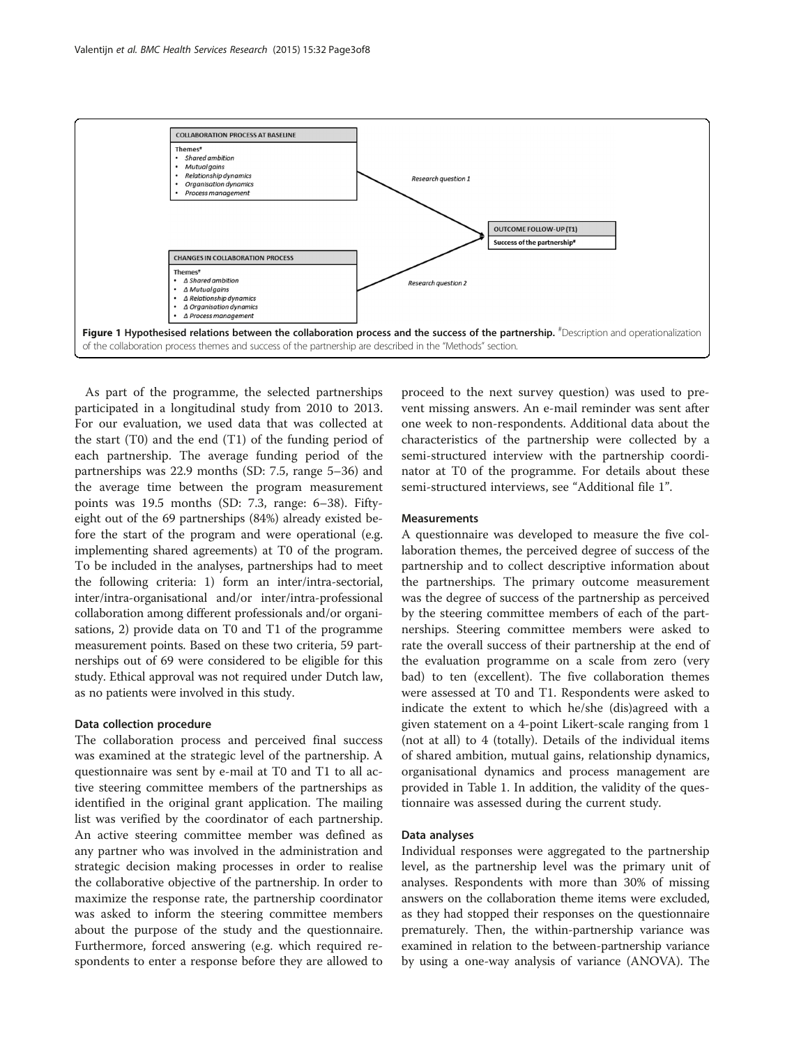**COLLABORATION PROCESS AT BASELINE**

Themes#

- *Shared ambition*
- *Mutual gains*
- *Relationship dynamics*
- *Organisation dynamics*
- *Process management*

*Research question 1*

**OUTCOME FOLLOW-UP (T1)**

**Success of the partnership#**

*Research question 2*

**CHANGES IN COLLABORATION PROCESS**

Themes#

- *Δ Shared ambition*
- *Δ Mutual gains*
- *Δ Relationship dynamics*
- *Δ Organisation dynamics*
- *Δ Process management*

**Figure 1 Hypothesised relations between the collaboration process and the success of the partnership.** #Description and operationalization of the collaboration process themes and success of the partnership are described in the "Methods" section.

As part of the programme, the selected partnerships participated in a longitudinal study from 2010 to 2013. For our evaluation, we used data that was collected at the start (T0) and the end (T1) of the funding period of each partnership. The average funding period of the partnerships was 22.9 months (SD: 7.5, range 5–36) and the average time between the program measurement points was 19.5 months (SD: 7.3, range: 6–38). Fifty-eight out of the 69 partnerships (84%) already existed before the start of the program and were operational (e.g. implementing shared agreements) at T0 of the program. To be included in the analyses, partnerships had to meet the following criteria: 1) form an inter/intra-sectorial, inter/intra-organisational and/or inter/intra-professional collaboration among different professionals and/or organisations, 2) provide data on T0 and T1 of the programme measurement points. Based on these two criteria, 59 partnerships out of 69 were considered to be eligible for this study. Ethical approval was not required under Dutch law, as no patients were involved in this study.

#### Data collection procedure

The collaboration process and perceived final success was examined at the strategic level of the partnership. A questionnaire was sent by e-mail at T0 and T1 to all active steering committee members of the partnerships as identified in the original grant application. The mailing list was verified by the coordinator of each partnership. An active steering committee member was defined as any partner who was involved in the administration and strategic decision making processes in order to realise the collaborative objective of the partnership. In order to maximize the response rate, the partnership coordinator was asked to inform the steering committee members about the purpose of the study and the questionnaire. Furthermore, forced answering (e.g. which required respondents to enter a response before they are allowed to proceed to the next survey question) was used to prevent missing answers. An e-mail reminder was sent after one week to non-respondents. Additional data about the characteristics of the partnership were collected by a semi-structured interview with the partnership coordinator at T0 of the programme. For details about these semi-structured interviews, see "Additional file 1".

#### Measurements

A questionnaire was developed to measure the five collaboration themes, the perceived degree of success of the partnership and to collect descriptive information about the partnerships. The primary outcome measurement was the degree of success of the partnership as perceived by the steering committee members of each of the partnerships. Steering committee members were asked to rate the overall success of their partnership at the end of the evaluation programme on a scale from zero (very bad) to ten (excellent). The five collaboration themes were assessed at T0 and T1. Respondents were asked to indicate the extent to which he/she (dis)agreed with a given statement on a 4-point Likert-scale ranging from 1 (not at all) to 4 (totally). Details of the individual items of shared ambition, mutual gains, relationship dynamics, organisational dynamics and process management are provided in Table 1. In addition, the validity of the questionnaire was assessed during the current study.

#### Data analyses

Individual responses were aggregated to the partnership level, as the partnership level was the primary unit of analyses. Respondents with more than 30% of missing answers on the collaboration theme items were excluded, as they had stopped their responses on the questionnaire prematurely. Then, the within-partnership variance was examined in relation to the between-partnership variance by using a one-way analysis of variance (ANOVA). The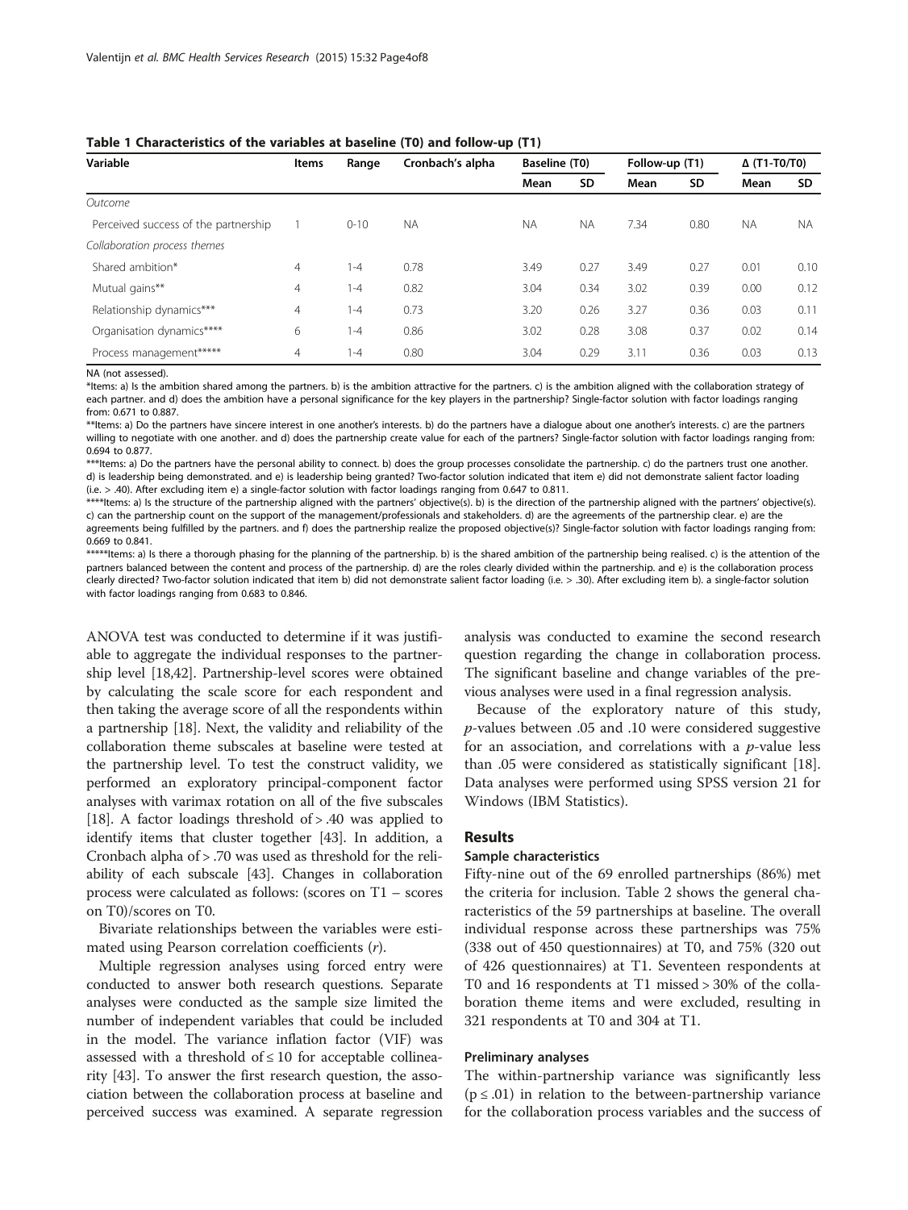**Table 1 Characteristics of the variables at baseline (T0) and follow-up (T1)**

| Variable | Items | Range | Cronbach's alpha | Baseline (T0) | | Follow-up (T1) | | Δ (T1-T0/T0) | |
|---|---|---|---|---|---|---|---|---|---|
| | | | | Mean | SD | Mean | SD | Mean | SD |
| *Outcome* | | | | | | | | | |
| Perceived success of the partnership | 1 | 0-10 | NA | NA | NA | 7.34 | 0.80 | NA | NA |
| *Collaboration process themes* | | | | | | | | | |
| Shared ambition* | 4 | 1-4 | 0.78 | 3.49 | 0.27 | 3.49 | 0.27 | 0.01 | 0.10 |
| Mutual gains** | 4 | 1-4 | 0.82 | 3.04 | 0.34 | 3.02 | 0.39 | 0.00 | 0.12 |
| Relationship dynamics*** | 4 | 1-4 | 0.73 | 3.20 | 0.26 | 3.27 | 0.36 | 0.03 | 0.11 |
| Organisation dynamics**** | 6 | 1-4 | 0.86 | 3.02 | 0.28 | 3.08 | 0.37 | 0.02 | 0.14 |
| Process management***** | 4 | 1-4 | 0.80 | 3.04 | 0.29 | 3.11 | 0.36 | 0.03 | 0.13 |

NA (not assessed).

*Items: a) Is the ambition shared among the partners. b) is the ambition attractive for the partners. c) is the ambition aligned with the collaboration strategy of each partner. and d) does the ambition have a personal significance for the key players in the partnership? Single-factor solution with factor loadings ranging from: 0.671 to 0.887.

**Items: a) Do the partners have sincere interest in one another's interests. b) do the partners have a dialogue about one another's interests. c) are the partners willing to negotiate with one another. and d) does the partnership create value for each of the partners? Single-factor solution with factor loadings ranging from: 0.694 to 0.877.

***Items: a) Do the partners have the personal ability to connect. b) does the group processes consolidate the partnership. c) do the partners trust one another. d) is leadership being demonstrated. and e) is leadership being granted? Two-factor solution indicated that item e) did not demonstrate salient factor loading (i.e. > .40). After excluding item e) a single-factor solution with factor loadings ranging from 0.647 to 0.811.

****Items: a) Is the structure of the partnership aligned with the partners' objective(s). b) is the direction of the partnership aligned with the partners' objective(s). c) can the partnership count on the support of the management/professionals and stakeholders. d) are the agreements of the partnership clear. e) are the agreements being fulfilled by the partners. and f) does the partnership realize the proposed objective(s)? Single-factor solution with factor loadings ranging from: 0.669 to 0.841.

*****Items: a) Is there a thorough phasing for the planning of the partnership. b) is the shared ambition of the partnership being realised. c) is the attention of the partners balanced between the content and process of the partnership. d) are the roles clearly divided within the partnership. and e) is the collaboration process clearly directed? Two-factor solution indicated that item b) did not demonstrate salient factor loading (i.e. > .30). After excluding item b). a single-factor solution with factor loadings ranging from 0.683 to 0.846.

ANOVA test was conducted to determine if it was justifiable to aggregate the individual responses to the partnership level [18,42]. Partnership-level scores were obtained by calculating the scale score for each respondent and then taking the average score of all the respondents within a partnership [18]. Next, the validity and reliability of the collaboration theme subscales at baseline were tested at the partnership level. To test the construct validity, we performed an exploratory principal-component factor analyses with varimax rotation on all of the five subscales [18]. A factor loadings threshold of > .40 was applied to identify items that cluster together [43]. In addition, a Cronbach alpha of > .70 was used as threshold for the reliability of each subscale [43]. Changes in collaboration process were calculated as follows: (scores on T1 – scores on T0)/scores on T0.

Bivariate relationships between the variables were estimated using Pearson correlation coefficients (*r*).

Multiple regression analyses using forced entry were conducted to answer both research questions. Separate analyses were conducted as the sample size limited the number of independent variables that could be included in the model. The variance inflation factor (VIF) was assessed with a threshold of ≤ 10 for acceptable collinearity [43]. To answer the first research question, the association between the collaboration process at baseline and perceived success was examined. A separate regression analysis was conducted to examine the second research question regarding the change in collaboration process. The significant baseline and change variables of the previous analyses were used in a final regression analysis.

Because of the exploratory nature of this study, *p*-values between .05 and .10 were considered suggestive for an association, and correlations with a *p*-value less than .05 were considered as statistically significant [18]. Data analyses were performed using SPSS version 21 for Windows (IBM Statistics).

## Results

### Sample characteristics

Fifty-nine out of the 69 enrolled partnerships (86%) met the criteria for inclusion. Table 2 shows the general characteristics of the 59 partnerships at baseline. The overall individual response across these partnerships was 75% (338 out of 450 questionnaires) at T0, and 75% (320 out of 426 questionnaires) at T1. Seventeen respondents at T0 and 16 respondents at T1 missed > 30% of the collaboration theme items and were excluded, resulting in 321 respondents at T0 and 304 at T1.

### Preliminary analyses

The within-partnership variance was significantly less ($p \leq .01$) in relation to the between-partnership variance for the collaboration process variables and the success of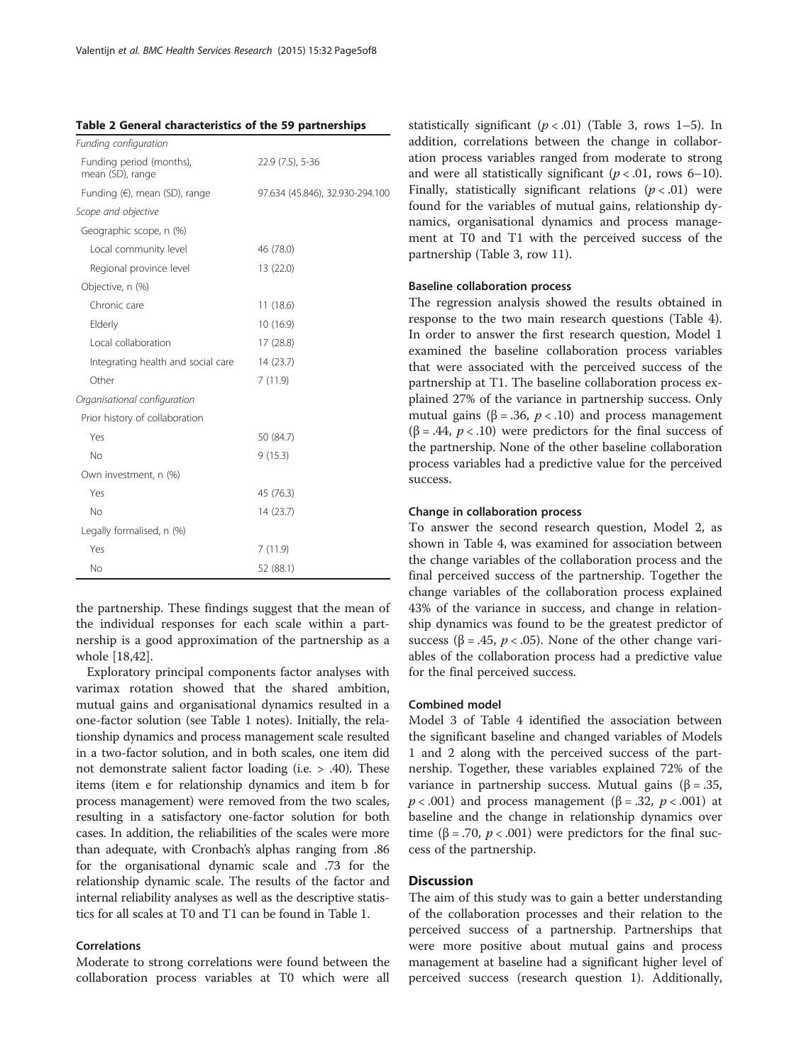**Table 2 General characteristics of the 59 partnerships**

| | |
|---|---|
| *Funding configuration* | |
| Funding period (months), mean (SD), range | 22.9 (7.5), 5-36 |
| Funding (€), mean (SD), range | 97.634 (45.846), 32.930-294.100 |
| *Scope and objective* | |
| Geographic scope, n (%) | |
| Local community level | 46 (78.0) |
| Regional province level | 13 (22.0) |
| Objective, n (%) | |
| Chronic care | 11 (18.6) |
| Elderly | 10 (16.9) |
| Local collaboration | 17 (28.8) |
| Integrating health and social care | 14 (23.7) |
| Other | 7 (11.9) |
| *Organisational configuration* | |
| Prior history of collaboration | |
| Yes | 50 (84.7) |
| No | 9 (15.3) |
| Own investment, n (%) | |
| Yes | 45 (76.3) |
| No | 14 (23.7) |
| Legally formalised, n (%) | |
| Yes | 7 (11.9) |
| No | 52 (88.1) |

the partnership. These findings suggest that the mean of the individual responses for each scale within a partnership is a good approximation of the partnership as a whole [18,42].

Exploratory principal components factor analyses with varimax rotation showed that the shared ambition, mutual gains and organisational dynamics resulted in a one-factor solution (see Table 1 notes). Initially, the relationship dynamics and process management scale resulted in a two-factor solution, and in both scales, one item did not demonstrate salient factor loading (i.e. > .40). These items (item e for relationship dynamics and item b for process management) were removed from the two scales, resulting in a satisfactory one-factor solution for both cases. In addition, the reliabilities of the scales were more than adequate, with Cronbach's alphas ranging from .86 for the organisational dynamic scale and .73 for the relationship dynamic scale. The results of the factor and internal reliability analyses as well as the descriptive statistics for all scales at T0 and T1 can be found in Table 1.

### Correlations

Moderate to strong correlations were found between the collaboration process variables at T0 which were all statistically significant ($p < .01$) (Table 3, rows 1–5). In addition, correlations between the change in collaboration process variables ranged from moderate to strong and were all statistically significant ($p < .01$, rows 6–10). Finally, statistically significant relations ($p < .01$) were found for the variables of mutual gains, relationship dynamics, organisational dynamics and process management at T0 and T1 with the perceived success of the partnership (Table 3, row 11).

### Baseline collaboration process

The regression analysis showed the results obtained in response to the two main research questions (Table 4). In order to answer the first research question, Model 1 examined the baseline collaboration process variables that were associated with the perceived success of the partnership at T1. The baseline collaboration process explained 27% of the variance in partnership success. Only mutual gains ($\beta = .36$, $p < .10$) and process management ($\beta = .44$, $p < .10$) were predictors for the final success of the partnership. None of the other baseline collaboration process variables had a predictive value for the perceived success.

### Change in collaboration process

To answer the second research question, Model 2, as shown in Table 4, was examined for association between the change variables of the collaboration process and the final perceived success of the partnership. Together the change variables of the collaboration process explained 43% of the variance in success, and change in relationship dynamics was found to be the greatest predictor of success ($\beta = .45$, $p < .05$). None of the other change variables of the collaboration process had a predictive value for the final perceived success.

### Combined model

Model 3 of Table 4 identified the association between the significant baseline and changed variables of Models 1 and 2 along with the perceived success of the partnership. Together, these variables explained 72% of the variance in partnership success. Mutual gains ($\beta = .35$, $p < .001$) and process management ($\beta = .32$, $p < .001$) at baseline and the change in relationship dynamics over time ($\beta = .70$, $p < .001$) were predictors for the final success of the partnership.

## Discussion

The aim of this study was to gain a better understanding of the collaboration processes and their relation to the perceived success of a partnership. Partnerships that were more positive about mutual gains and process management at baseline had a significant higher level of perceived success (research question 1). Additionally,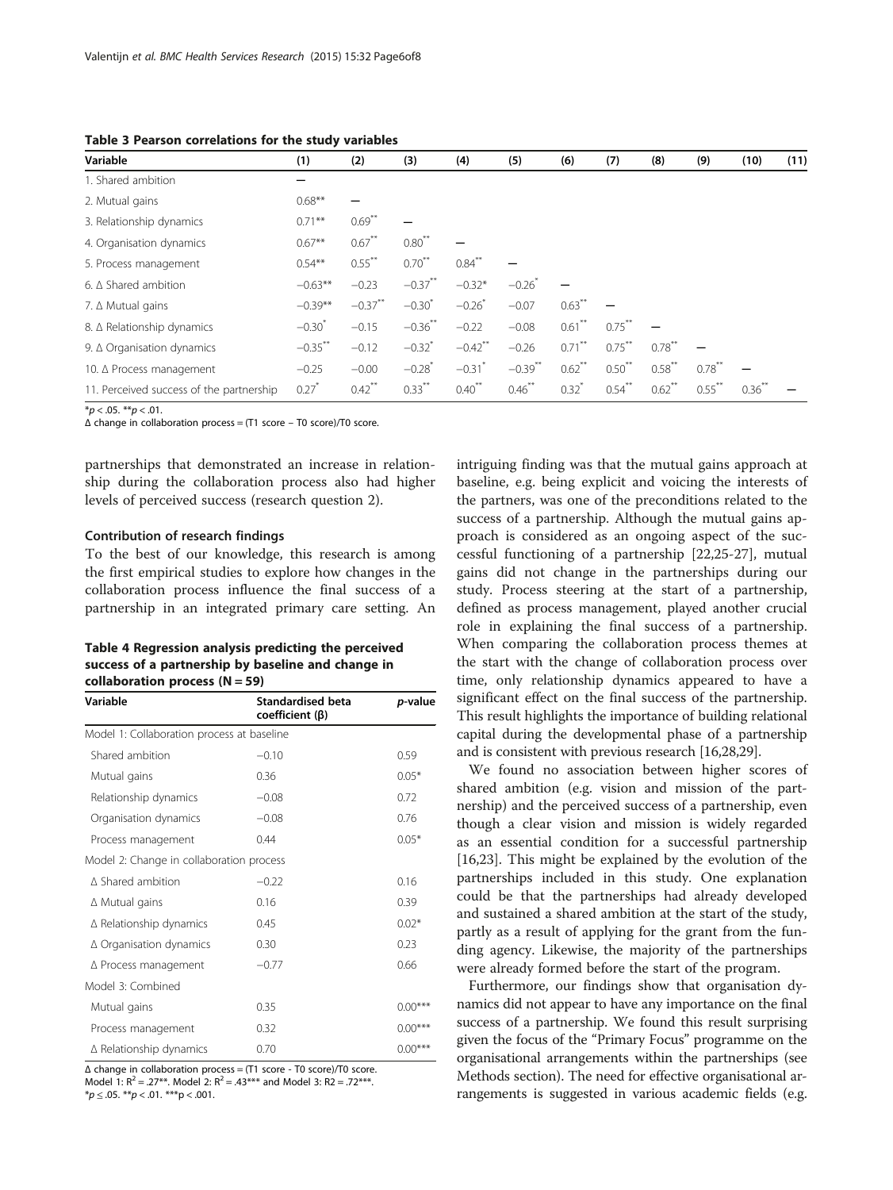**Table 3 Pearson correlations for the study variables**

| Variable | (1) | (2) | (3) | (4) | (5) | (6) | (7) | (8) | (9) | (10) | (11) |
|---|---|---|---|---|---|---|---|---|---|---|---|
| 1. Shared ambition | – | | | | | | | | | | |
| 2. Mutual gains | 0.68** | – | | | | | | | | | |
| 3. Relationship dynamics | 0.71** | 0.69** | – | | | | | | | | |
| 4. Organisation dynamics | 0.67** | 0.67** | 0.80** | – | | | | | | | |
| 5. Process management | 0.54** | 0.55** | 0.70** | 0.84** | – | | | | | | |
| 6. Δ Shared ambition | −0.63** | −0.23 | −0.37** | −0.32* | −0.26* | – | | | | | |
| 7. Δ Mutual gains | −0.39** | −0.37** | −0.30* | −0.26* | −0.07 | 0.63** | – | | | | |
| 8. Δ Relationship dynamics | −0.30* | −0.15 | −0.36** | −0.22 | −0.08 | 0.61** | 0.75** | – | | | |
| 9. Δ Organisation dynamics | −0.35** | −0.12 | −0.32* | −0.42** | −0.26 | 0.71** | 0.75** | 0.78** | – | | |
| 10. Δ Process management | −0.25 | −0.00 | −0.28* | −0.31* | −0.39** | 0.62** | 0.50** | 0.58** | 0.78** | – | |
| 11. Perceived success of the partnership | 0.27* | 0.42** | 0.33** | 0.40** | 0.46** | 0.32* | 0.54** | 0.62** | 0.55** | 0.36** | – |

*$p < .05$. **$p < .01$.

Δ change in collaboration process = (T1 score − T0 score)/T0 score.

partnerships that demonstrated an increase in relationship during the collaboration process also had higher levels of perceived success (research question 2).

### Contribution of research findings

To the best of our knowledge, this research is among the first empirical studies to explore how changes in the collaboration process influence the final success of a partnership in an integrated primary care setting. An intriguing finding was that the mutual gains approach at baseline, e.g. being explicit and voicing the interests of the partners, was one of the preconditions related to the success of a partnership. Although the mutual gains approach is considered as an ongoing aspect of the successful functioning of a partnership [22,25-27], mutual gains did not change in the partnerships during our study. Process steering at the start of a partnership, defined as process management, played another crucial role in explaining the final success of a partnership. When comparing the collaboration process themes at the start with the change of collaboration process over time, only relationship dynamics appeared to have a significant effect on the final success of the partnership. This result highlights the importance of building relational capital during the developmental phase of a partnership and is consistent with previous research [16,28,29].

**Table 4 Regression analysis predicting the perceived success of a partnership by baseline and change in collaboration process (N = 59)**

| Variable | Standardised beta coefficient (β) | *p*-value |
|---|---|---|
| Model 1: Collaboration process at baseline | | |
| Shared ambition | −0.10 | 0.59 |
| Mutual gains | 0.36 | 0.05* |
| Relationship dynamics | −0.08 | 0.72 |
| Organisation dynamics | −0.08 | 0.76 |
| Process management | 0.44 | 0.05* |
| Model 2: Change in collaboration process | | |
| Δ Shared ambition | −0.22 | 0.16 |
| Δ Mutual gains | 0.16 | 0.39 |
| Δ Relationship dynamics | 0.45 | 0.02* |
| Δ Organisation dynamics | 0.30 | 0.23 |
| Δ Process management | −0.77 | 0.66 |
| Model 3: Combined | | |
| Mutual gains | 0.35 | 0.00*** |
| Process management | 0.32 | 0.00*** |
| Δ Relationship dynamics | 0.70 | 0.00*** |

Δ change in collaboration process = (T1 score - T0 score)/T0 score.
Model 1: $R^2 = .27$**. Model 2: $R^2 = .43$*** and Model 3: $R2 = .72$***.
*$p \leq .05$. **$p < .01$. ***$p < .001$.

We found no association between higher scores of shared ambition (e.g. vision and mission of the partnership) and the perceived success of a partnership, even though a clear vision and mission is widely regarded as an essential condition for a successful partnership [16,23]. This might be explained by the evolution of the partnerships included in this study. One explanation could be that the partnerships had already developed and sustained a shared ambition at the start of the study, partly as a result of applying for the grant from the funding agency. Likewise, the majority of the partnerships were already formed before the start of the program.

Furthermore, our findings show that organisation dynamics did not appear to have any importance on the final success of a partnership. We found this result surprising given the focus of the "Primary Focus" programme on the organisational arrangements within the partnerships (see Methods section). The need for effective organisational arrangements is suggested in various academic fields (e.g.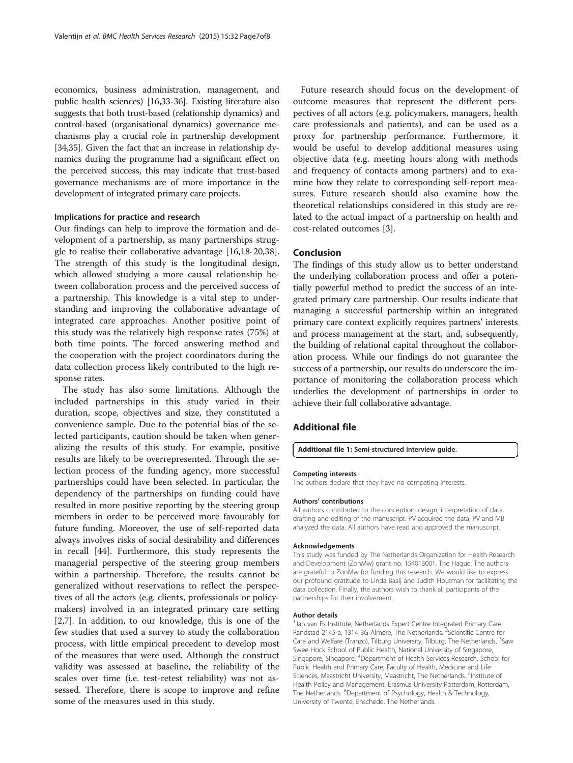economics, business administration, management, and public health sciences) [16,33-36]. Existing literature also suggests that both trust-based (relationship dynamics) and control-based (organisational dynamics) governance mechanisms play a crucial role in partnership development [34,35]. Given the fact that an increase in relationship dynamics during the programme had a significant effect on the perceived success, this may indicate that trust-based governance mechanisms are of more importance in the development of integrated primary care projects.

### Implications for practice and research

Our findings can help to improve the formation and development of a partnership, as many partnerships struggle to realise their collaborative advantage [16,18-20,38]. The strength of this study is the longitudinal design, which allowed studying a more causal relationship between collaboration process and the perceived success of a partnership. This knowledge is a vital step to understanding and improving the collaborative advantage of integrated care approaches. Another positive point of this study was the relatively high response rates (75%) at both time points. The forced answering method and the cooperation with the project coordinators during the data collection process likely contributed to the high response rates.

The study has also some limitations. Although the included partnerships in this study varied in their duration, scope, objectives and size, they constituted a convenience sample. Due to the potential bias of the selected participants, caution should be taken when generalizing the results of this study. For example, positive results are likely to be overrepresented. Through the selection process of the funding agency, more successful partnerships could have been selected. In particular, the dependency of the partnerships on funding could have resulted in more positive reporting by the steering group members in order to be perceived more favourably for future funding. Moreover, the use of self-reported data always involves risks of social desirability and differences in recall [44]. Furthermore, this study represents the managerial perspective of the steering group members within a partnership. Therefore, the results cannot be generalized without reservations to reflect the perspectives of all the actors (e.g. clients, professionals or policy-makers) involved in an integrated primary care setting [2,7]. In addition, to our knowledge, this is one of the few studies that used a survey to study the collaboration process, with little empirical precedent to develop most of the measures that were used. Although the construct validity was assessed at baseline, the reliability of the scales over time (i.e. test-retest reliability) was not assessed. Therefore, there is scope to improve and refine some of the measures used in this study.

Future research should focus on the development of outcome measures that represent the different perspectives of all actors (e.g. policymakers, managers, health care professionals and patients), and can be used as a proxy for partnership performance. Furthermore, it would be useful to develop additional measures using objective data (e.g. meeting hours along with methods and frequency of contacts among partners) and to examine how they relate to corresponding self-report measures. Future research should also examine how the theoretical relationships considered in this study are related to the actual impact of a partnership on health and cost-related outcomes [3].

## Conclusion

The findings of this study allow us to better understand the underlying collaboration process and offer a potentially powerful method to predict the success of an integrated primary care partnership. Our results indicate that managing a successful partnership within an integrated primary care context explicitly requires partners' interests and process management at the start, and, subsequently, the building of relational capital throughout the collaboration process. While our findings do not guarantee the success of a partnership, our results do underscore the importance of monitoring the collaboration process which underlies the development of partnerships in order to achieve their full collaborative advantage.

## Additional file

**Additional file 1:** Semi-structured interview guide.

#### Competing interests
The authors declare that they have no competing interests.

#### Authors' contributions
All authors contributed to the conception, design, interpretation of data, drafting and editing of the manuscript. PV acquired the data; PV and MB analyzed the data. All authors have read and approved the manuscript.

#### Acknowledgements
This study was funded by The Netherlands Organization for Health Research and Development (ZonMw) grant no. 154013001, The Hague. The authors are grateful to ZonMw for funding this research. We would like to express our profound gratitude to Linda Baaij and Judith Houtman for facilitating the data collection. Finally, the authors wish to thank all participants of the partnerships for their involvement.

#### Author details
[1]Jan van Es Institute, Netherlands Expert Centre Integrated Primary Care, Randstad 2145-a, 1314 BG Almere, The Netherlands. [2]Scientific Centre for Care and Welfare (Tranzo), Tilburg University, Tilburg, The Netherlands. [3]Saw Swee Hock School of Public Health, National University of Singapore, Singapore, Singapore. [4]Department of Health Services Research, School for Public Health and Primary Care, Faculty of Health, Medicine and Life Sciences, Maastricht University, Maastricht, The Netherlands. [5]Institute of Health Policy and Management, Erasmus University Rotterdam, Rotterdam, The Netherlands. [6]Department of Psychology, Health & Technology, University of Twente, Enschede, The Netherlands.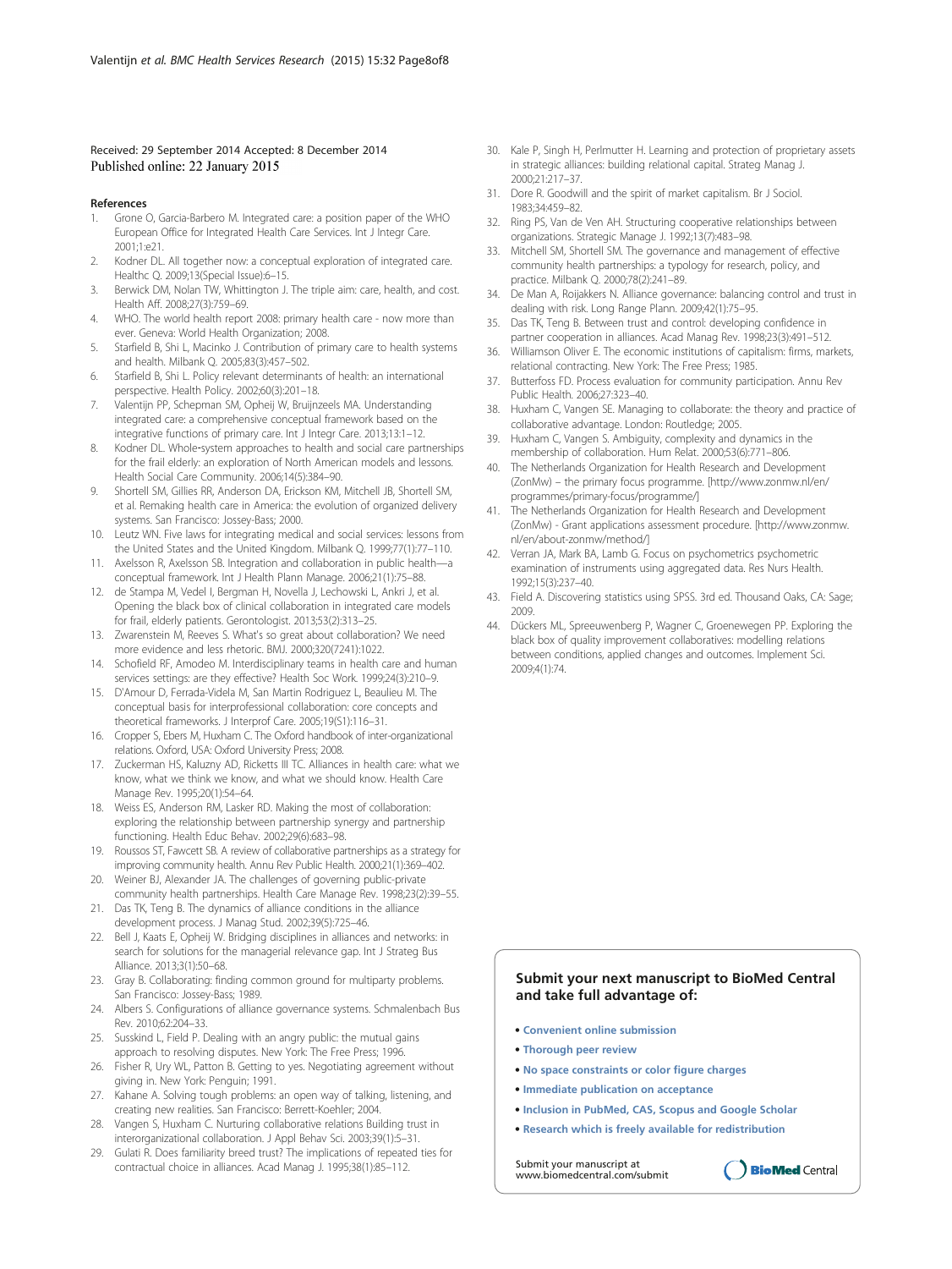Received: 29 September 2014 Accepted: 8 December 2014
Published online: 22 January 2015

## References

1. Grone O, Garcia-Barbero M. Integrated care: a position paper of the WHO European Office for Integrated Health Care Services. Int J Integr Care. 2001;1:e21.
2. Kodner DL. All together now: a conceptual exploration of integrated care. Healthc Q. 2009;13(Special Issue):6–15.
3. Berwick DM, Nolan TW, Whittington J. The triple aim: care, health, and cost. Health Aff. 2008;27(3):759–69.
4. WHO. The world health report 2008: primary health care - now more than ever. Geneva: World Health Organization; 2008.
5. Starfield B, Shi L, Macinko J. Contribution of primary care to health systems and health. Milbank Q. 2005;83(3):457–502.
6. Starfield B, Shi L. Policy relevant determinants of health: an international perspective. Health Policy. 2002;60(3):201–18.
7. Valentijn PP, Schepman SM, Opheij W, Bruijnzeels MA. Understanding integrated care: a comprehensive conceptual framework based on the integrative functions of primary care. Int J Integr Care. 2013;13:1–12.
8. Kodner DL. Whole-system approaches to health and social care partnerships for the frail elderly: an exploration of North American models and lessons. Health Social Care Community. 2006;14(5):384–90.
9. Shortell SM, Gillies RR, Anderson DA, Erickson KM, Mitchell JB, Shortell SM, et al. Remaking health care in America: the evolution of organized delivery systems. San Francisco: Jossey-Bass; 2000.
10. Leutz WN. Five laws for integrating medical and social services: lessons from the United States and the United Kingdom. Milbank Q. 1999;77(1):77–110.
11. Axelsson R, Axelsson SB. Integration and collaboration in public health—a conceptual framework. Int J Health Plann Manage. 2006;21(1):75–88.
12. de Stampa M, Vedel I, Bergman H, Novella J, Lechowski L, Ankri J, et al. Opening the black box of clinical collaboration in integrated care models for frail, elderly patients. Gerontologist. 2013;53(2):313–25.
13. Zwarenstein M, Reeves S. What's so great about collaboration? We need more evidence and less rhetoric. BMJ. 2000;320(7241):1022.
14. Schofield RF, Amodeo M. Interdisciplinary teams in health care and human services settings: are they effective? Health Soc Work. 1999;24(3):210–9.
15. D'Amour D, Ferrada-Videla M, San Martin Rodriguez L, Beaulieu M. The conceptual basis for interprofessional collaboration: core concepts and theoretical frameworks. J Interprof Care. 2005;19(S1):116–31.
16. Cropper S, Ebers M, Huxham C. The Oxford handbook of inter-organizational relations. Oxford, USA: Oxford University Press; 2008.
17. Zuckerman HS, Kaluzny AD, Ricketts III TC. Alliances in health care: what we know, what we think we know, and what we should know. Health Care Manage Rev. 1995;20(1):54–64.
18. Weiss ES, Anderson RM, Lasker RD. Making the most of collaboration: exploring the relationship between partnership synergy and partnership functioning. Health Educ Behav. 2002;29(6):683–98.
19. Roussos ST, Fawcett SB. A review of collaborative partnerships as a strategy for improving community health. Annu Rev Public Health. 2000;21(1):369–402.
20. Weiner BJ, Alexander JA. The challenges of governing public-private community health partnerships. Health Care Manage Rev. 1998;23(2):39–55.
21. Das TK, Teng B. The dynamics of alliance conditions in the alliance development process. J Manag Stud. 2002;39(5):725–46.
22. Bell J, Kaats E, Opheij W. Bridging disciplines in alliances and networks: in search for solutions for the managerial relevance gap. Int J Strateg Bus Alliance. 2013;3(1):50–68.
23. Gray B. Collaborating: finding common ground for multiparty problems. San Francisco: Jossey-Bass; 1989.
24. Albers S. Configurations of alliance governance systems. Schmalenbach Bus Rev. 2010;62:204–33.
25. Susskind L, Field P. Dealing with an angry public: the mutual gains approach to resolving disputes. New York: The Free Press; 1996.
26. Fisher R, Ury WL, Patton B. Getting to yes. Negotiating agreement without giving in. New York: Penguin; 1991.
27. Kahane A. Solving tough problems: an open way of talking, listening, and creating new realities. San Francisco: Berrett-Koehler; 2004.
28. Vangen S, Huxham C. Nurturing collaborative relations Building trust in interorganizational collaboration. J Appl Behav Sci. 2003;39(1):5–31.
29. Gulati R. Does familiarity breed trust? The implications of repeated ties for contractual choice in alliances. Acad Manag J. 1995;38(1):85–112.
30. Kale P, Singh H, Perlmutter H. Learning and protection of proprietary assets in strategic alliances: building relational capital. Strateg Manag J. 2000;21:217–37.
31. Dore R. Goodwill and the spirit of market capitalism. Br J Sociol. 1983;34:459–82.
32. Ring PS, Van de Ven AH. Structuring cooperative relationships between organizations. Strategic Manage J. 1992;13(7):483–98.
33. Mitchell SM, Shortell SM. The governance and management of effective community health partnerships: a typology for research, policy, and practice. Milbank Q. 2000;78(2):241–89.
34. De Man A, Roijakkers N. Alliance governance: balancing control and trust in dealing with risk. Long Range Plann. 2009;42(1):75–95.
35. Das TK, Teng B. Between trust and control: developing confidence in partner cooperation in alliances. Acad Manag Rev. 1998;23(3):491–512.
36. Williamson Oliver E. The economic institutions of capitalism: firms, markets, relational contracting. New York: The Free Press; 1985.
37. Butterfoss FD. Process evaluation for community participation. Annu Rev Public Health. 2006;27:323–40.
38. Huxham C, Vangen SE. Managing to collaborate: the theory and practice of collaborative advantage. London: Routledge; 2005.
39. Huxham C, Vangen S. Ambiguity, complexity and dynamics in the membership of collaboration. Hum Relat. 2000;53(6):771–806.
40. The Netherlands Organization for Health Research and Development (ZonMw) – the primary focus programme. [http://www.zonmw.nl/en/programmes/primary-focus/programme/]
41. The Netherlands Organization for Health Research and Development (ZonMw) - Grant applications assessment procedure. [http://www.zonmw.nl/en/about-zonmw/method/]
42. Verran JA, Mark BA, Lamb G. Focus on psychometrics psychometric examination of instruments using aggregated data. Res Nurs Health. 1992;15(3):237–40.
43. Field A. Discovering statistics using SPSS. 3rd ed. Thousand Oaks, CA: Sage; 2009.
44. Dückers ML, Spreeuwenberg P, Wagner C, Groenewegen PP. Exploring the black box of quality improvement collaboratives: modelling relations between conditions, applied changes and outcomes. Implement Sci. 2009;4(1):74.

**Submit your next manuscript to BioMed Central and take full advantage of:**

- Convenient online submission
- Thorough peer review
- No space constraints or color figure charges
- Immediate publication on acceptance
- Inclusion in PubMed, CAS, Scopus and Google Scholar
- Research which is freely available for redistribution

Submit your manuscript at www.biomedcentral.com/submit

BioMed Central